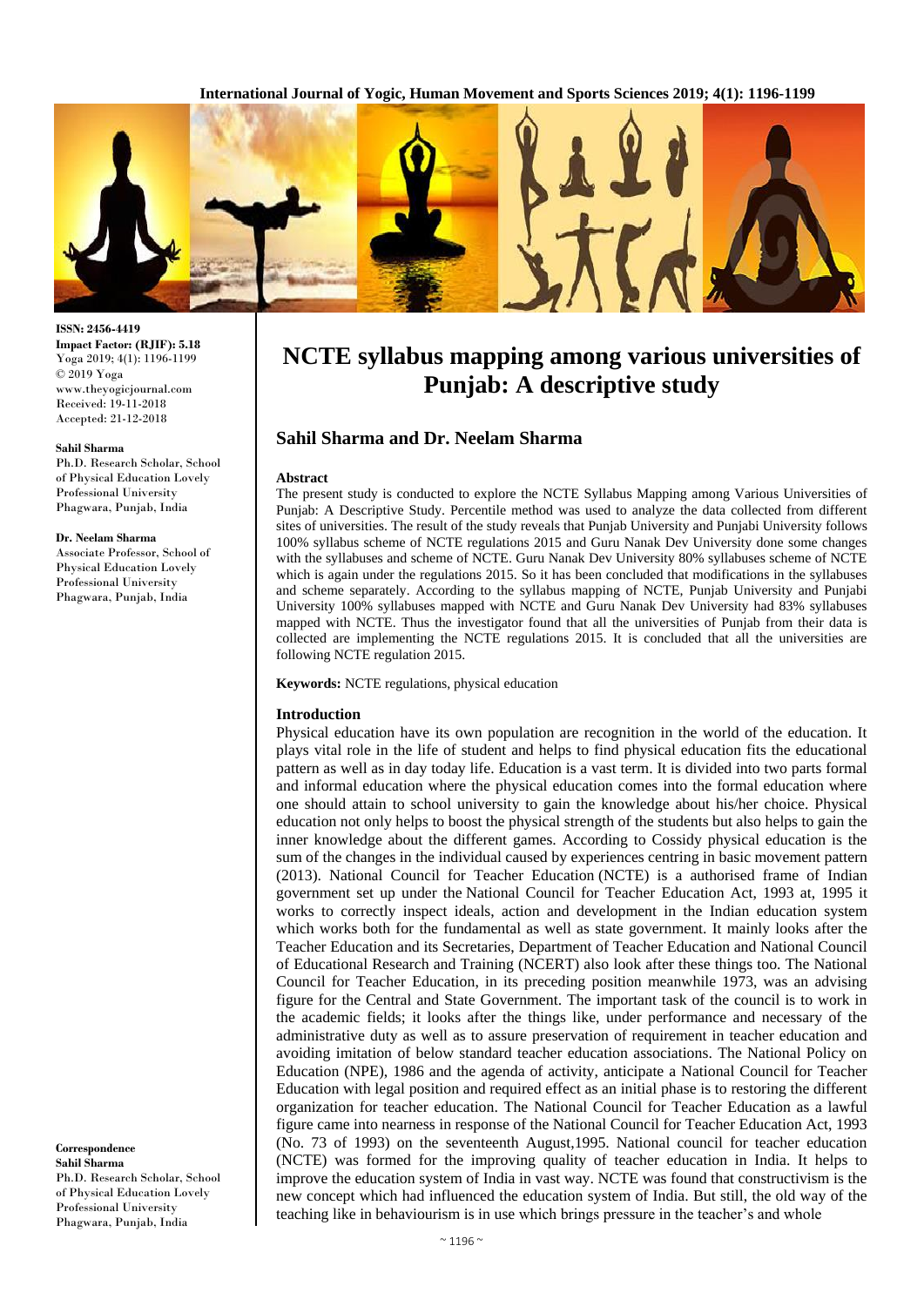ISSN: 2456-4419
**Impact Factor: (RJIF): 5.18**
Yoga 2019; 4(1): 1196-1199
© 2019 Yoga
www.theyogicjournal.com
Received: 19-11-2018
Accepted: 21-12-2018

**Sahil Sharma**
Ph.D. Research Scholar, School of Physical Education Lovely Professional University Phagwara, Punjab, India

**Dr. Neelam Sharma**
Associate Professor, School of Physical Education Lovely Professional University Phagwara, Punjab, India

**Correspondence**
**Sahil Sharma**
Ph.D. Research Scholar, School of Physical Education Lovely Professional University Phagwara, Punjab, India

# NCTE syllabus mapping among various universities of Punjab: A descriptive study

## Sahil Sharma and Dr. Neelam Sharma

### Abstract

The present study is conducted to explore the NCTE Syllabus Mapping among Various Universities of Punjab: A Descriptive Study. Percentile method was used to analyze the data collected from different sites of universities. The result of the study reveals that Punjab University and Punjabi University follows 100% syllabus scheme of NCTE regulations 2015 and Guru Nanak Dev University done some changes with the syllabuses and scheme of NCTE. Guru Nanak Dev University 80% syllabuses scheme of NCTE which is again under the regulations 2015. So it has been concluded that modifications in the syllabuses and scheme separately. According to the syllabus mapping of NCTE, Punjab University and Punjabi University 100% syllabuses mapped with NCTE and Guru Nanak Dev University had 83% syllabuses mapped with NCTE. Thus the investigator found that all the universities of Punjab from their data is collected are implementing the NCTE regulations 2015. It is concluded that all the universities are following NCTE regulation 2015.

**Keywords:** NCTE regulations, physical education

### Introduction

Physical education have its own population are recognition in the world of the education. It plays vital role in the life of student and helps to find physical education fits the educational pattern as well as in day today life. Education is a vast term. It is divided into two parts formal and informal education where the physical education comes into the formal education where one should attain to school university to gain the knowledge about his/her choice. Physical education not only helps to boost the physical strength of the students but also helps to gain the inner knowledge about the different games. According to Cossidy physical education is the sum of the changes in the individual caused by experiences centring in basic movement pattern (2013). National Council for Teacher Education (NCTE) is a authorised frame of Indian government set up under the National Council for Teacher Education Act, 1993 at, 1995 it works to correctly inspect ideals, action and development in the Indian education system which works both for the fundamental as well as state government. It mainly looks after the Teacher Education and its Secretaries, Department of Teacher Education and National Council of Educational Research and Training (NCERT) also look after these things too. The National Council for Teacher Education, in its preceding position meanwhile 1973, was an advising figure for the Central and State Government. The important task of the council is to work in the academic fields; it looks after the things like, under performance and necessary of the administrative duty as well as to assure preservation of requirement in teacher education and avoiding imitation of below standard teacher education associations. The National Policy on Education (NPE), 1986 and the agenda of activity, anticipate a National Council for Teacher Education with legal position and required effect as an initial phase is to restoring the different organization for teacher education. The National Council for Teacher Education as a lawful figure came into nearness in response of the National Council for Teacher Education Act, 1993 (No. 73 of 1993) on the seventeenth August,1995. National council for teacher education (NCTE) was formed for the improving quality of teacher education in India. It helps to improve the education system of India in vast way. NCTE was found that constructivism is the new concept which had influenced the education system of India. But still, the old way of the teaching like in behaviourism is in use which brings pressure in the teacher's and whole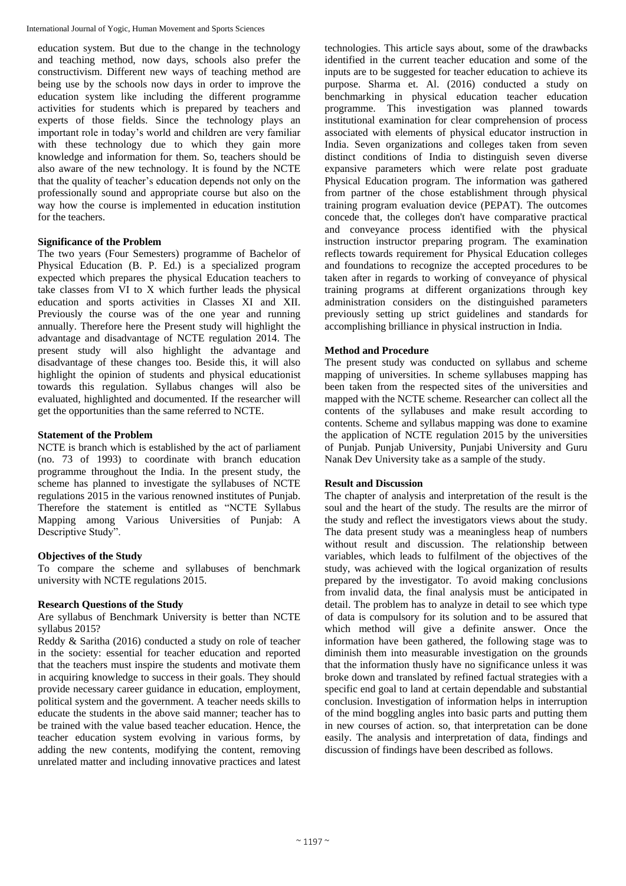education system. But due to the change in the technology and teaching method, now days, schools also prefer the constructivism. Different new ways of teaching method are being use by the schools now days in order to improve the education system like including the different programme activities for students which is prepared by teachers and experts of those fields. Since the technology plays an important role in today's world and children are very familiar with these technology due to which they gain more knowledge and information for them. So, teachers should be also aware of the new technology. It is found by the NCTE that the quality of teacher's education depends not only on the professionally sound and appropriate course but also on the way how the course is implemented in education institution for the teachers.

### Significance of the Problem

The two years (Four Semesters) programme of Bachelor of Physical Education (B. P. Ed.) is a specialized program expected which prepares the physical Education teachers to take classes from VI to X which further leads the physical education and sports activities in Classes XI and XII. Previously the course was of the one year and running annually. Therefore here the Present study will highlight the advantage and disadvantage of NCTE regulation 2014. The present study will also highlight the advantage and disadvantage of these changes too. Beside this, it will also highlight the opinion of students and physical educationist towards this regulation. Syllabus changes will also be evaluated, highlighted and documented. If the researcher will get the opportunities than the same referred to NCTE.

### Statement of the Problem

NCTE is branch which is established by the act of parliament (no. 73 of 1993) to coordinate with branch education programme throughout the India. In the present study, the scheme has planned to investigate the syllabuses of NCTE regulations 2015 in the various renowned institutes of Punjab. Therefore the statement is entitled as "NCTE Syllabus Mapping among Various Universities of Punjab: A Descriptive Study".

### Objectives of the Study

To compare the scheme and syllabuses of benchmark university with NCTE regulations 2015.

### Research Questions of the Study

Are syllabus of Benchmark University is better than NCTE syllabus 2015?

Reddy & Saritha (2016) conducted a study on role of teacher in the society: essential for teacher education and reported that the teachers must inspire the students and motivate them in acquiring knowledge to success in their goals. They should provide necessary career guidance in education, employment, political system and the government. A teacher needs skills to educate the students in the above said manner; teacher has to be trained with the value based teacher education. Hence, the teacher education system evolving in various forms, by adding the new contents, modifying the content, removing unrelated matter and including innovative practices and latest technologies. This article says about, some of the drawbacks identified in the current teacher education and some of the inputs are to be suggested for teacher education to achieve its purpose. Sharma et. Al. (2016) conducted a study on benchmarking in physical education teacher education programme. This investigation was planned towards institutional examination for clear comprehension of process associated with elements of physical educator instruction in India. Seven organizations and colleges taken from seven distinct conditions of India to distinguish seven diverse expansive parameters which were relate post graduate Physical Education program. The information was gathered from partner of the chose establishment through physical training program evaluation device (PEPAT). The outcomes concede that, the colleges don't have comparative practical and conveyance process identified with the physical instruction instructor preparing program. The examination reflects towards requirement for Physical Education colleges and foundations to recognize the accepted procedures to be taken after in regards to working of conveyance of physical training programs at different organizations through key administration considers on the distinguished parameters previously setting up strict guidelines and standards for accomplishing brilliance in physical instruction in India.

### Method and Procedure

The present study was conducted on syllabus and scheme mapping of universities. In scheme syllabuses mapping has been taken from the respected sites of the universities and mapped with the NCTE scheme. Researcher can collect all the contents of the syllabuses and make result according to contents. Scheme and syllabus mapping was done to examine the application of NCTE regulation 2015 by the universities of Punjab. Punjab University, Punjabi University and Guru Nanak Dev University take as a sample of the study.

### Result and Discussion

The chapter of analysis and interpretation of the result is the soul and the heart of the study. The results are the mirror of the study and reflect the investigators views about the study. The data present study was a meaningless heap of numbers without result and discussion. The relationship between variables, which leads to fulfilment of the objectives of the study, was achieved with the logical organization of results prepared by the investigator. To avoid making conclusions from invalid data, the final analysis must be anticipated in detail. The problem has to analyze in detail to see which type of data is compulsory for its solution and to be assured that which method will give a definite answer. Once the information have been gathered, the following stage was to diminish them into measurable investigation on the grounds that the information thusly have no significance unless it was broke down and translated by refined factual strategies with a specific end goal to land at certain dependable and substantial conclusion. Investigation of information helps in interruption of the mind boggling angles into basic parts and putting them in new courses of action. so, that interpretation can be done easily. The analysis and interpretation of data, findings and discussion of findings have been described as follows.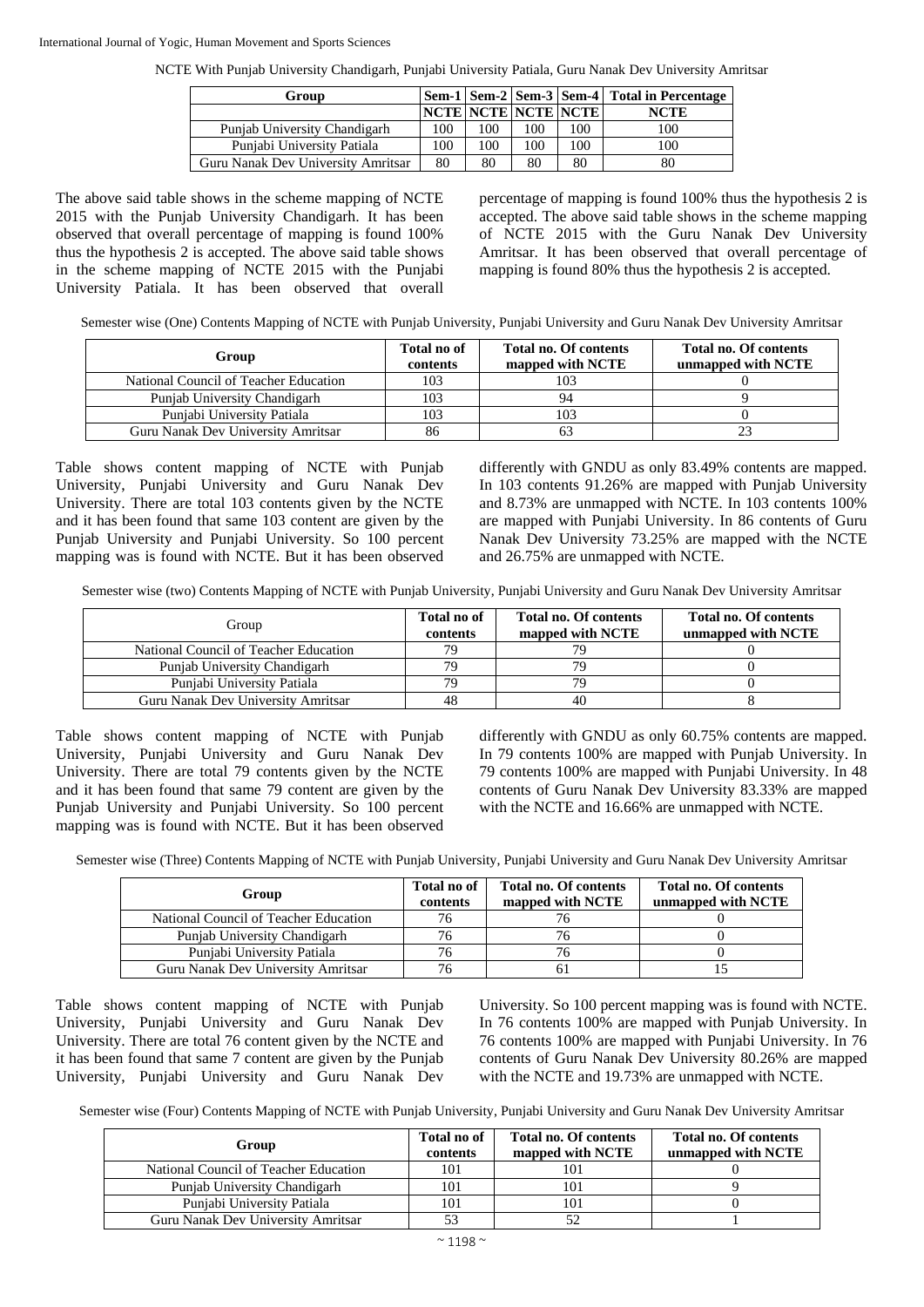NCTE With Punjab University Chandigarh, Punjabi University Patiala, Guru Nanak Dev University Amritsar

| Group | Sem-1 | Sem-2 | Sem-3 | Sem-4 | Total in Percentage |
|---|---|---|---|---|---|
| | NCTE | NCTE | NCTE | NCTE | NCTE |
| Punjab University Chandigarh | 100 | 100 | 100 | 100 | 100 |
| Punjabi University Patiala | 100 | 100 | 100 | 100 | 100 |
| Guru Nanak Dev University Amritsar | 80 | 80 | 80 | 80 | 80 |

The above said table shows in the scheme mapping of NCTE 2015 with the Punjab University Chandigarh. It has been observed that overall percentage of mapping is found 100% thus the hypothesis 2 is accepted. The above said table shows in the scheme mapping of NCTE 2015 with the Punjabi University Patiala. It has been observed that overall percentage of mapping is found 100% thus the hypothesis 2 is accepted. The above said table shows in the scheme mapping of NCTE 2015 with the Guru Nanak Dev University Amritsar. It has been observed that overall percentage of mapping is found 80% thus the hypothesis 2 is accepted.

Semester wise (One) Contents Mapping of NCTE with Punjab University, Punjabi University and Guru Nanak Dev University Amritsar

| Group | Total no of contents | Total no. Of contents mapped with NCTE | Total no. Of contents unmapped with NCTE |
|---|---|---|---|
| National Council of Teacher Education | 103 | 103 | 0 |
| Punjab University Chandigarh | 103 | 94 | 9 |
| Punjabi University Patiala | 103 | 103 | 0 |
| Guru Nanak Dev University Amritsar | 86 | 63 | 23 |

Table shows content mapping of NCTE with Punjab University, Punjabi University and Guru Nanak Dev University. There are total 103 contents given by the NCTE and it has been found that same 103 content are given by the Punjab University and Punjabi University. So 100 percent mapping was is found with NCTE. But it has been observed differently with GNDU as only 83.49% contents are mapped. In 103 contents 91.26% are mapped with Punjab University and 8.73% are unmapped with NCTE. In 103 contents 100% are mapped with Punjabi University. In 86 contents of Guru Nanak Dev University 73.25% are mapped with the NCTE and 26.75% are unmapped with NCTE.

Semester wise (two) Contents Mapping of NCTE with Punjab University, Punjabi University and Guru Nanak Dev University Amritsar

| Group | Total no of contents | Total no. Of contents mapped with NCTE | Total no. Of contents unmapped with NCTE |
|---|---|---|---|
| National Council of Teacher Education | 79 | 79 | 0 |
| Punjab University Chandigarh | 79 | 79 | 0 |
| Punjabi University Patiala | 79 | 79 | 0 |
| Guru Nanak Dev University Amritsar | 48 | 40 | 8 |

Table shows content mapping of NCTE with Punjab University, Punjabi University and Guru Nanak Dev University. There are total 79 contents given by the NCTE and it has been found that same 79 content are given by the Punjab University and Punjabi University. So 100 percent mapping was is found with NCTE. But it has been observed differently with GNDU as only 60.75% contents are mapped. In 79 contents 100% are mapped with Punjab University. In 79 contents 100% are mapped with Punjabi University. In 48 contents of Guru Nanak Dev University 83.33% are mapped with the NCTE and 16.66% are unmapped with NCTE.

Semester wise (Three) Contents Mapping of NCTE with Punjab University, Punjabi University and Guru Nanak Dev University Amritsar

| Group | Total no of contents | Total no. Of contents mapped with NCTE | Total no. Of contents unmapped with NCTE |
|---|---|---|---|
| National Council of Teacher Education | 76 | 76 | 0 |
| Punjab University Chandigarh | 76 | 76 | 0 |
| Punjabi University Patiala | 76 | 76 | 0 |
| Guru Nanak Dev University Amritsar | 76 | 61 | 15 |

Table shows content mapping of NCTE with Punjab University, Punjabi University and Guru Nanak Dev University. There are total 76 content given by the NCTE and it has been found that same 7 content are given by the Punjab University, Punjabi University and Guru Nanak Dev University. So 100 percent mapping was is found with NCTE. In 76 contents 100% are mapped with Punjab University. In 76 contents 100% are mapped with Punjabi University. In 76 contents of Guru Nanak Dev University 80.26% are mapped with the NCTE and 19.73% are unmapped with NCTE.

Semester wise (Four) Contents Mapping of NCTE with Punjab University, Punjabi University and Guru Nanak Dev University Amritsar

| Group | Total no of contents | Total no. Of contents mapped with NCTE | Total no. Of contents unmapped with NCTE |
|---|---|---|---|
| National Council of Teacher Education | 101 | 101 | 0 |
| Punjab University Chandigarh | 101 | 101 | 9 |
| Punjabi University Patiala | 101 | 101 | 0 |
| Guru Nanak Dev University Amritsar | 53 | 52 | 1 |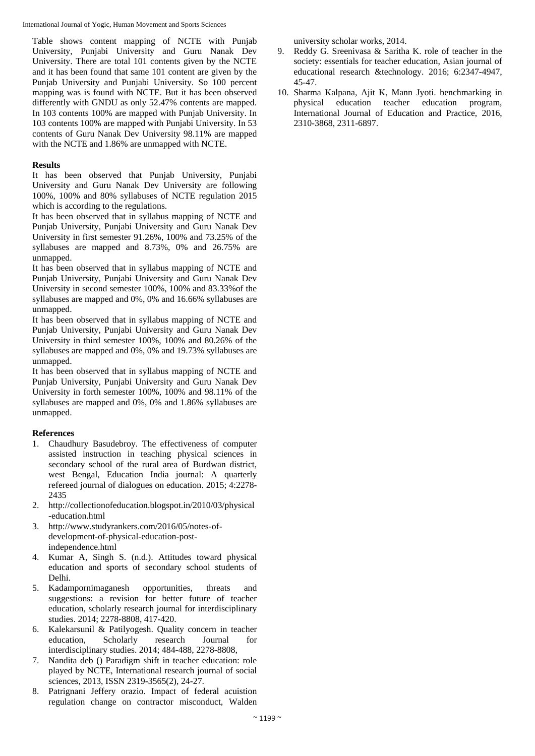Table shows content mapping of NCTE with Punjab University, Punjabi University and Guru Nanak Dev University. There are total 101 contents given by the NCTE and it has been found that same 101 content are given by the Punjab University and Punjabi University. So 100 percent mapping was is found with NCTE. But it has been observed differently with GNDU as only 52.47% contents are mapped. In 103 contents 100% are mapped with Punjab University. In 103 contents 100% are mapped with Punjabi University. In 53 contents of Guru Nanak Dev University 98.11% are mapped with the NCTE and 1.86% are unmapped with NCTE.

## Results

It has been observed that Punjab University, Punjabi University and Guru Nanak Dev University are following 100%, 100% and 80% syllabuses of NCTE regulation 2015 which is according to the regulations.

It has been observed that in syllabus mapping of NCTE and Punjab University, Punjabi University and Guru Nanak Dev University in first semester 91.26%, 100% and 73.25% of the syllabuses are mapped and 8.73%, 0% and 26.75% are unmapped.

It has been observed that in syllabus mapping of NCTE and Punjab University, Punjabi University and Guru Nanak Dev University in second semester 100%, 100% and 83.33%of the syllabuses are mapped and 0%, 0% and 16.66% syllabuses are unmapped.

It has been observed that in syllabus mapping of NCTE and Punjab University, Punjabi University and Guru Nanak Dev University in third semester 100%, 100% and 80.26% of the syllabuses are mapped and 0%, 0% and 19.73% syllabuses are unmapped.

It has been observed that in syllabus mapping of NCTE and Punjab University, Punjabi University and Guru Nanak Dev University in forth semester 100%, 100% and 98.11% of the syllabuses are mapped and 0%, 0% and 1.86% syllabuses are unmapped.

## References

1. Chaudhury Basudebroy. The effectiveness of computer assisted instruction in teaching physical sciences in secondary school of the rural area of Burdwan district, west Bengal, Education India journal: A quarterly refereed journal of dialogues on education. 2015; 4:2278-2435
2. http://collectionofeducation.blogspot.in/2010/03/physical-education.html
3. http://www.studyrankers.com/2016/05/notes-of-development-of-physical-education-post-independence.html
4. Kumar A, Singh S. (n.d.). Attitudes toward physical education and sports of secondary school students of Delhi.
5. Kadampornimaganesh opportunities, threats and suggestions: a revision for better future of teacher education, scholarly research journal for interdisciplinary studies. 2014; 2278-8808, 417-420.
6. Kalekarsunil & Patilyogesh. Quality concern in teacher education, Scholarly research Journal for interdisciplinary studies. 2014; 484-488, 2278-8808,
7. Nandita deb () Paradigm shift in teacher education: role played by NCTE, International research journal of social sciences, 2013, ISSN 2319-3565(2), 24-27.
8. Patrignani Jeffery orazio. Impact of federal acuistion regulation change on contractor misconduct, Walden university scholar works, 2014.
9. Reddy G. Sreenivasa & Saritha K. role of teacher in the society: essentials for teacher education, Asian journal of educational research &technology. 2016; 6:2347-4947, 45-47.
10. Sharma Kalpana, Ajit K, Mann Jyoti. benchmarking in physical education teacher education program, International Journal of Education and Practice, 2016, 2310-3868, 2311-6897.